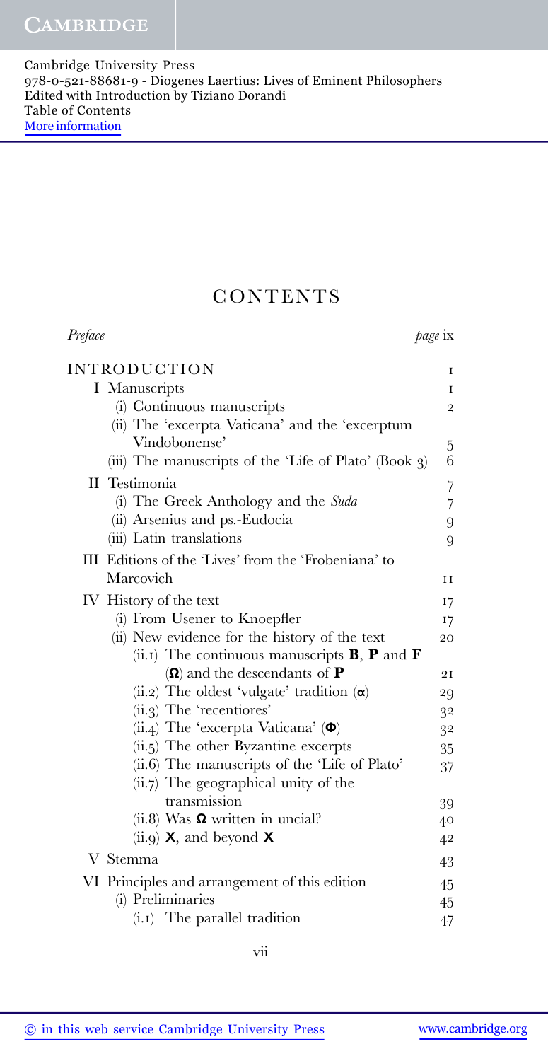Cambridge University Press
978-0-521-88681-9 - Diogenes Laertius: Lives of Eminent Philosophers
Edited with Introduction by Tiziano Dorandi
Table of Contents
More information

# CONTENTS

*Preface* *page* ix

INTRODUCTION 1

- I Manuscripts 1
  - (i) Continuous manuscripts 2
  - (ii) The 'excerpta Vaticana' and the 'excerptum Vindobonense' 5
  - (iii) The manuscripts of the 'Life of Plato' (Book 3) 6
- II Testimonia 7
  - (i) The Greek Anthology and the *Suda* 7
  - (ii) Arsenius and ps.-Eudocia 9
  - (iii) Latin translations 9
- III Editions of the 'Lives' from the 'Frobeniana' to Marcovich 11
- IV History of the text 17
  - (i) From Usener to Knoepfler 17
  - (ii) New evidence for the history of the text 20
    - (ii.1) The continuous manuscripts **B**, **P** and **F** (**Ω**) and the descendants of **P** 21
    - (ii.2) The oldest 'vulgate' tradition (**α**) 29
    - (ii.3) The 'recentiores' 32
    - (ii.4) The 'excerpta Vaticana' (**Φ**) 32
    - (ii.5) The other Byzantine excerpts 35
    - (ii.6) The manuscripts of the 'Life of Plato' 37
    - (ii.7) The geographical unity of the transmission 39
    - (ii.8) Was **Ω** written in uncial? 40
    - (ii.9) **X**, and beyond **X** 42
- V Stemma 43
- VI Principles and arrangement of this edition 45
  - (i) Preliminaries 45
    - (i.1) The parallel tradition 47

© in this web service Cambridge University Press www.cambridge.org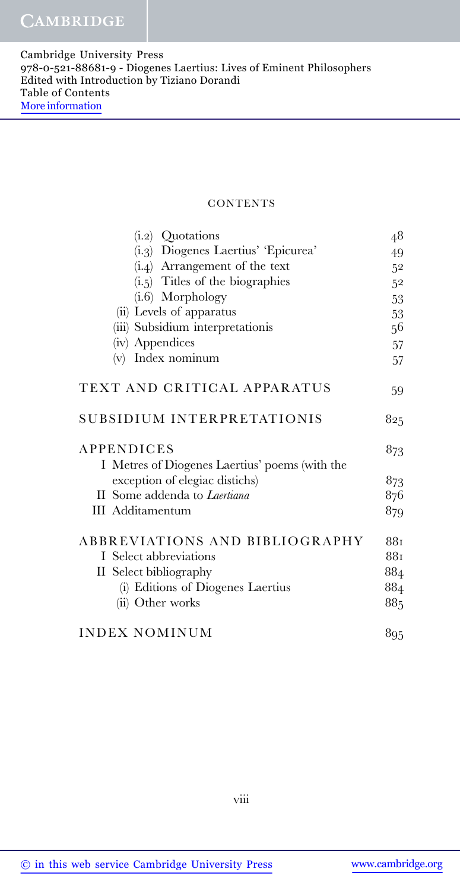CONTENTS

| | |
|---|---|
| (i.2) Quotations | 48 |
| (i.3) Diogenes Laertius' 'Epicurea' | 49 |
| (i.4) Arrangement of the text | 52 |
| (i.5) Titles of the biographies | 52 |
| (i.6) Morphology | 53 |
| (ii) Levels of apparatus | 53 |
| (iii) Subsidium interpretationis | 56 |
| (iv) Appendices | 57 |
| (v) Index nominum | 57 |
| TEXT AND CRITICAL APPARATUS | 59 |
| SUBSIDIUM INTERPRETATIONIS | 825 |
| APPENDICES | 873 |
| I Metres of Diogenes Laertius' poems (with the exception of elegiac distichs) | 873 |
| II Some addenda to *Laertiana* | 876 |
| III Additamentum | 879 |
| ABBREVIATIONS AND BIBLIOGRAPHY | 881 |
| I Select abbreviations | 881 |
| II Select bibliography | 884 |
| (i) Editions of Diogenes Laertius | 884 |
| (ii) Other works | 885 |
| INDEX NOMINUM | 895 |